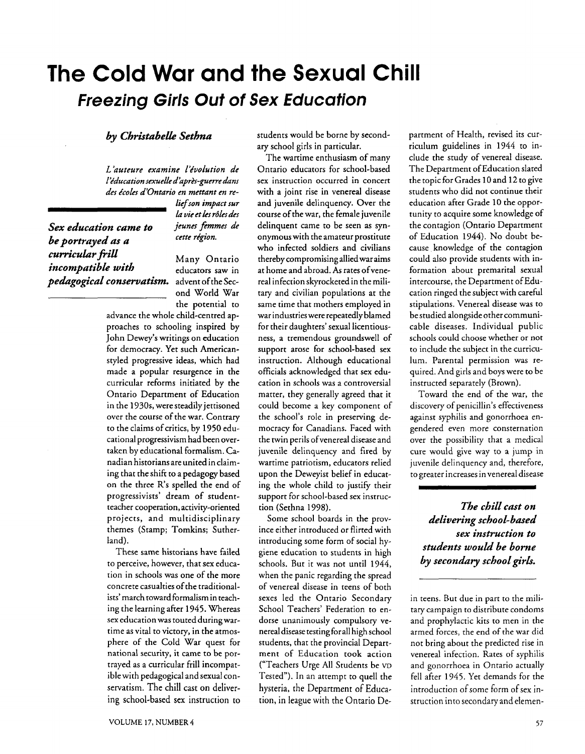# The Cold War and the Sexual Chill

## *Freezing Girls Out of Sex Education*

### *by Christabelle Sethna*

*L'auteure examine l'évolution de l'éducation sexuelle d'après-guerre dans des écoles d'Ontario en mettant en relief son impact sur la vie et les rôles des jeunes femmes de cette région.*

Many Ontario educators saw in advent of the Second World War the potential to advance the whole child-centred approaches to schooling inspired by John Dewey's writings on education for democracy. Yet such American-styled progressive ideas, which had made a popular resurgence in the curricular reforms initiated by the Ontario Department of Education in the 1930s, were steadily jettisoned over the course of the war. Contrary to the claims of critics, by 1950 educational progressivism had been overtaken by educational formalism. Canadian historians are united in claiming that the shift to a pedagogy based on the three R's spelled the end of progressivists' dream of student-teacher cooperation, activity-oriented projects, and multidisciplinary themes (Stamp; Tomkins; Sutherland).

These same historians have failed to perceive, however, that sex education in schools was one of the more concrete casualties of the traditionalists' march toward formalism in teaching the learning after 1945. Whereas sex education was touted during wartime as vital to victory, in the atmosphere of the Cold War quest for national security, it came to be portrayed as a curricular frill incompatible with pedagogical and sexual conservatism. The chill cast on delivering school-based sex instruction to students would be borne by secondary school girls in particular.

The wartime enthusiasm of many Ontario educators for school-based sex instruction occurred in concert with a joint rise in venereal disease and juvenile delinquency. Over the course of the war, the female juvenile delinquent came to be seen as synonymous with the amateur prostitute who infected soldiers and civilians thereby compromising allied war aims at home and abroad. As rates of venereal infection skyrocketed in the military and civilian populations at the same time that mothers employed in war industries were repeatedly blamed for their daughters' sexual licentiousness, a tremendous groundswell of support arose for school-based sex instruction. Although educational officials acknowledged that sex education in schools was a controversial matter, they generally agreed that it could become a key component of the school's role in preserving democracy for Canadians. Faced with the twin perils of venereal disease and juvenile delinquency and fired by wartime patriotism, educators relied upon the Deweyist belief in educating the whole child to justify their support for school-based sex instruction (Sethna 1998).

Some school boards in the province either introduced or flirted with introducing some form of social hygiene education to students in high schools. But it was not until 1944, when the panic regarding the spread of venereal disease in teens of both sexes led the Ontario Secondary School Teachers' Federation to endorse unanimously compulsory venereal disease testing for all high school students, that the provincial Department of Education took action ("Teachers Urge All Students be VD Tested"). In an attempt to quell the hysteria, the Department of Education, in league with the Ontario Department of Health, revised its curriculum guidelines in 1944 to include the study of venereal disease. The Department of Education slated the topic for Grades 10 and 12 to give students who did not continue their education after Grade 10 the opportunity to acquire some knowledge of the contagion (Ontario Department of Education 1944). No doubt because knowledge of the contagion could also provide students with information about premarital sexual intercourse, the Department of Education ringed the subject with careful stipulations. Venereal disease was to be studied alongside other communicable diseases. Individual public schools could choose whether or not to include the subject in the curriculum. Parental permission was required. And girls and boys were to be instructed separately (Brown).

Toward the end of the war, the discovery of penicillin's effectiveness against syphilis and gonorrhoea engendered even more consternation over the possibility that a medical cure would give way to a jump in juvenile delinquency and, therefore, to greater increases in venereal disease in teens. But due in part to the military campaign to distribute condoms and prophylactic kits to men in the armed forces, the end of the war did not bring about the predicted rise in venereal infection. Rates of syphilis and gonorrhoea in Ontario actually fell after 1945. Yet demands for the introduction of some form of sex instruction into secondary and elemen-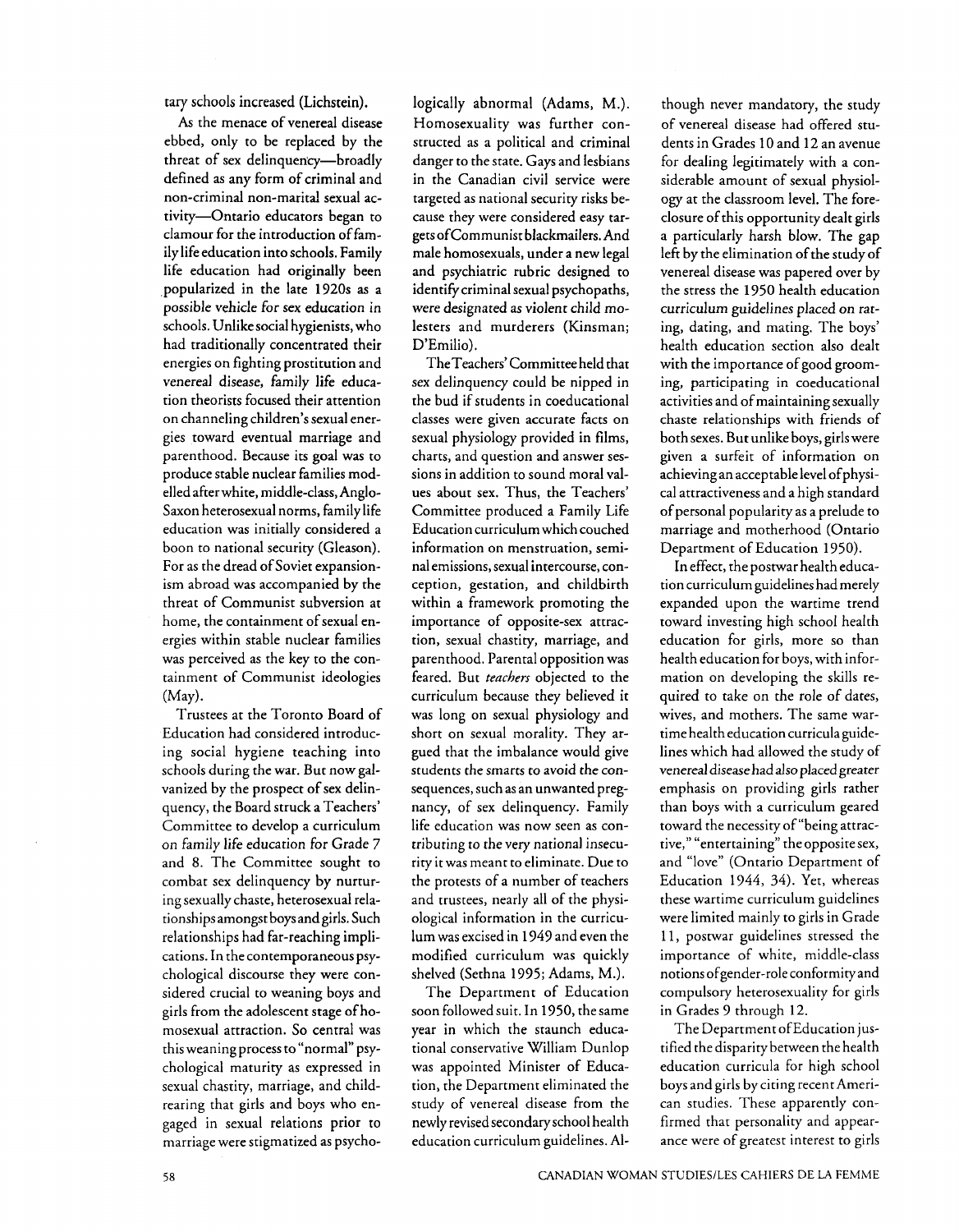tary schools increased (Lichstein).

As the menace of venereal disease ebbed, only to be replaced by the threat of sex delinquency—broadly defined as any form of criminal and non-criminal non-marital sexual activity—Ontario educators began to clamour for the introduction of family life education into schools. Family life education had originally been popularized in the late 1920s as a possible vehicle for sex education in schools. Unlike social hygienists, who had traditionally concentrated their energies on fighting prostitution and venereal disease, family life education theorists focused their attention on channeling children's sexual energies toward eventual marriage and parenthood. Because its goal was to produce stable nuclear families modelled after white, middle-class, Anglo-Saxon heterosexual norms, family life education was initially considered a boon to national security (Gleason). For as the dread of Soviet expansionism abroad was accompanied by the threat of Communist subversion at home, the containment of sexual energies within stable nuclear families was perceived as the key to the containment of Communist ideologies (May).

Trustees at the Toronto Board of Education had considered introducing social hygiene teaching into schools during the war. But now galvanized by the prospect of sex delinquency, the Board struck a Teachers' Committee to develop a curriculum on family life education for Grade 7 and 8. The Committee sought to combat sex delinquency by nurturing sexually chaste, heterosexual relationships amongst boys and girls. Such relationships had far-reaching implications. In the contemporaneous psychological discourse they were considered crucial to weaning boys and girls from the adolescent stage of homosexual attraction. So central was this weaning process to "normal" psychological maturity as expressed in sexual chastity, marriage, and childrearing that girls and boys who engaged in sexual relations prior to marriage were stigmatized as psychologically abnormal (Adams, M.). Homosexuality was further constructed as a political and criminal danger to the state. Gays and lesbians in the Canadian civil service were targeted as national security risks because they were considered easy targets of Communist blackmailers. And male homosexuals, under a new legal and psychiatric rubric designed to identify criminal sexual psychopaths, were designated as violent child molesters and murderers (Kinsman; D'Emilio).

The Teachers' Committee held that sex delinquency could be nipped in the bud if students in coeducational classes were given accurate facts on sexual physiology provided in films, charts, and question and answer sessions in addition to sound moral values about sex. Thus, the Teachers' Committee produced a Family Life Education curriculum which couched information on menstruation, seminal emissions, sexual intercourse, conception, gestation, and childbirth within a framework promoting the importance of opposite-sex attraction, sexual chastity, marriage, and parenthood. Parental opposition was feared. But *teachers* objected to the curriculum because they believed it was long on sexual physiology and short on sexual morality. They argued that the imbalance would give students the smarts to avoid the consequences, such as an unwanted pregnancy, of sex delinquency. Family life education was now seen as contributing to the very national insecurity it was meant to eliminate. Due to the protests of a number of teachers and trustees, nearly all of the physiological information in the curriculum was excised in 1949 and even the modified curriculum was quickly shelved (Sethna 1995; Adams, M.).

The Department of Education soon followed suit. In 1950, the same year in which the staunch educational conservative William Dunlop was appointed Minister of Education, the Department eliminated the study of venereal disease from the newly revised secondary school health education curriculum guidelines. Although never mandatory, the study of venereal disease had offered students in Grades 10 and 12 an avenue for dealing legitimately with a considerable amount of sexual physiology at the classroom level. The foreclosure of this opportunity dealt girls a particularly harsh blow. The gap left by the elimination of the study of venereal disease was papered over by the stress the 1950 health education curriculum guidelines placed on rating, dating, and mating. The boys' health education section also dealt with the importance of good grooming, participating in coeducational activities and of maintaining sexually chaste relationships with friends of both sexes. But unlike boys, girls were given a surfeit of information on achieving an acceptable level of physical attractiveness and a high standard of personal popularity as a prelude to marriage and motherhood (Ontario Department of Education 1950).

In effect, the postwar health education curriculum guidelines had merely expanded upon the wartime trend toward investing high school health education for girls, more so than health education for boys, with information on developing the skills required to take on the role of dates, wives, and mothers. The same wartime health education curricula guidelines which had allowed the study of venereal disease had also placed greater emphasis on providing girls rather than boys with a curriculum geared toward the necessity of "being attractive," "entertaining" the opposite sex, and "love" (Ontario Department of Education 1944, 34). Yet, whereas these wartime curriculum guidelines were limited mainly to girls in Grade 11, postwar guidelines stressed the importance of white, middle-class notions of gender-role conformity and compulsory heterosexuality for girls in Grades 9 through 12.

The Department of Education justified the disparity between the health education curricula for high school boys and girls by citing recent American studies. These apparently confirmed that personality and appearance were of greatest interest to girls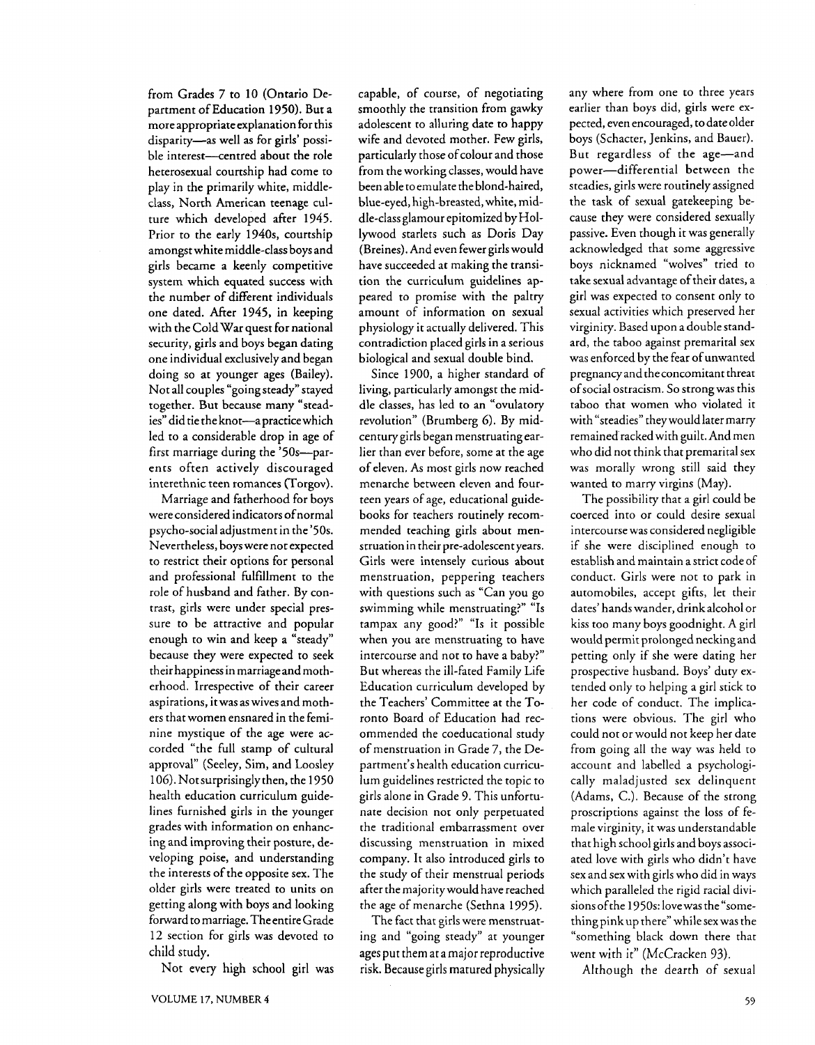from Grades 7 to 10 (Ontario Department of Education 1950). But a more appropriate explanation for this disparity—as well as for girls' possible interest—centred about the role heterosexual courtship had come to play in the primarily white, middle-class, North American teenage culture which developed after 1945. Prior to the early 1940s, courtship amongst white middle-class boys and girls became a keenly competitive system which equated success with the number of different individuals one dated. After 1945, in keeping with the Cold War quest for national security, girls and boys began dating one individual exclusively and began doing so at younger ages (Bailey). Not all couples "going steady" stayed together. But because many "steadies" did tie the knot—a practice which led to a considerable drop in age of first marriage during the '50s—parents often actively discouraged interethnic teen romances (Torgov).

Marriage and fatherhood for boys were considered indicators of normal psycho-social adjustment in the '50s. Nevertheless, boys were not expected to restrict their options for personal and professional fulfillment to the role of husband and father. By contrast, girls were under special pressure to be attractive and popular enough to win and keep a "steady" because they were expected to seek their happiness in marriage and motherhood. Irrespective of their career aspirations, it was as wives and mothers that women ensnared in the feminine mystique of the age were accorded "the full stamp of cultural approval" (Seeley, Sim, and Loosley 106). Not surprisingly then, the 1950 health education curriculum guidelines furnished girls in the younger grades with information on enhancing and improving their posture, developing poise, and understanding the interests of the opposite sex. The older girls were treated to units on getting along with boys and looking forward to marriage. The entire Grade 12 section for girls was devoted to child study.

Not every high school girl was capable, of course, of negotiating smoothly the transition from gawky adolescent to alluring date to happy wife and devoted mother. Few girls, particularly those of colour and those from the working classes, would have been able to emulate the blond-haired, blue-eyed, high-breasted, white, middle-class glamour epitomized by Hollywood starlets such as Doris Day (Breines). And even fewer girls would have succeeded at making the transition the curriculum guidelines appeared to promise with the paltry amount of information on sexual physiology it actually delivered. This contradiction placed girls in a serious biological and sexual double bind.

Since 1900, a higher standard of living, particularly amongst the middle classes, has led to an "ovulatory revolution" (Brumberg 6). By mid-century girls began menstruating earlier than ever before, some at the age of eleven. As most girls now reached menarche between eleven and fourteen years of age, educational guidebooks for teachers routinely recommended teaching girls about menstruation in their pre-adolescent years. Girls were intensely curious about menstruation, peppering teachers with questions such as "Can you go swimming while menstruating?" "Is tampax any good?" "Is it possible when you are menstruating to have intercourse and not to have a baby?" But whereas the ill-fated Family Life Education curriculum developed by the Teachers' Committee at the Toronto Board of Education had recommended the coeducational study of menstruation in Grade 7, the Department's health education curriculum guidelines restricted the topic to girls alone in Grade 9. This unfortunate decision not only perpetuated the traditional embarrassment over discussing menstruation in mixed company. It also introduced girls to the study of their menstrual periods after the majority would have reached the age of menarche (Sethna 1995).

The fact that girls were menstruating and "going steady" at younger ages put them at a major reproductive risk. Because girls matured physically any where from one to three years earlier than boys did, girls were expected, even encouraged, to date older boys (Schacter, Jenkins, and Bauer). But regardless of the age—and power—differential between the steadies, girls were routinely assigned the task of sexual gatekeeping because they were considered sexually passive. Even though it was generally acknowledged that some aggressive boys nicknamed "wolves" tried to take sexual advantage of their dates, a girl was expected to consent only to sexual activities which preserved her virginity. Based upon a double standard, the taboo against premarital sex was enforced by the fear of unwanted pregnancy and the concomitant threat of social ostracism. So strong was this taboo that women who violated it with "steadies" they would later marry remained racked with guilt. And men who did not think that premarital sex was morally wrong still said they wanted to marry virgins (May).

The possibility that a girl could be coerced into or could desire sexual intercourse was considered negligible if she were disciplined enough to establish and maintain a strict code of conduct. Girls were not to park in automobiles, accept gifts, let their dates' hands wander, drink alcohol or kiss too many boys goodnight. A girl would permit prolonged necking and petting only if she were dating her prospective husband. Boys' duty extended only to helping a girl stick to her code of conduct. The implications were obvious. The girl who could not or would not keep her date from going all the way was held to account and labelled a psychologically maladjusted sex delinquent (Adams, C.). Because of the strong proscriptions against the loss of female virginity, it was understandable that high school girls and boys associated love with girls who didn't have sex and sex with girls who did in ways which paralleled the rigid racial divisions of the 1950s: love was the "something pink up there" while sex was the "something black down there that went with it" (McCracken 93).

Although the dearth of sexual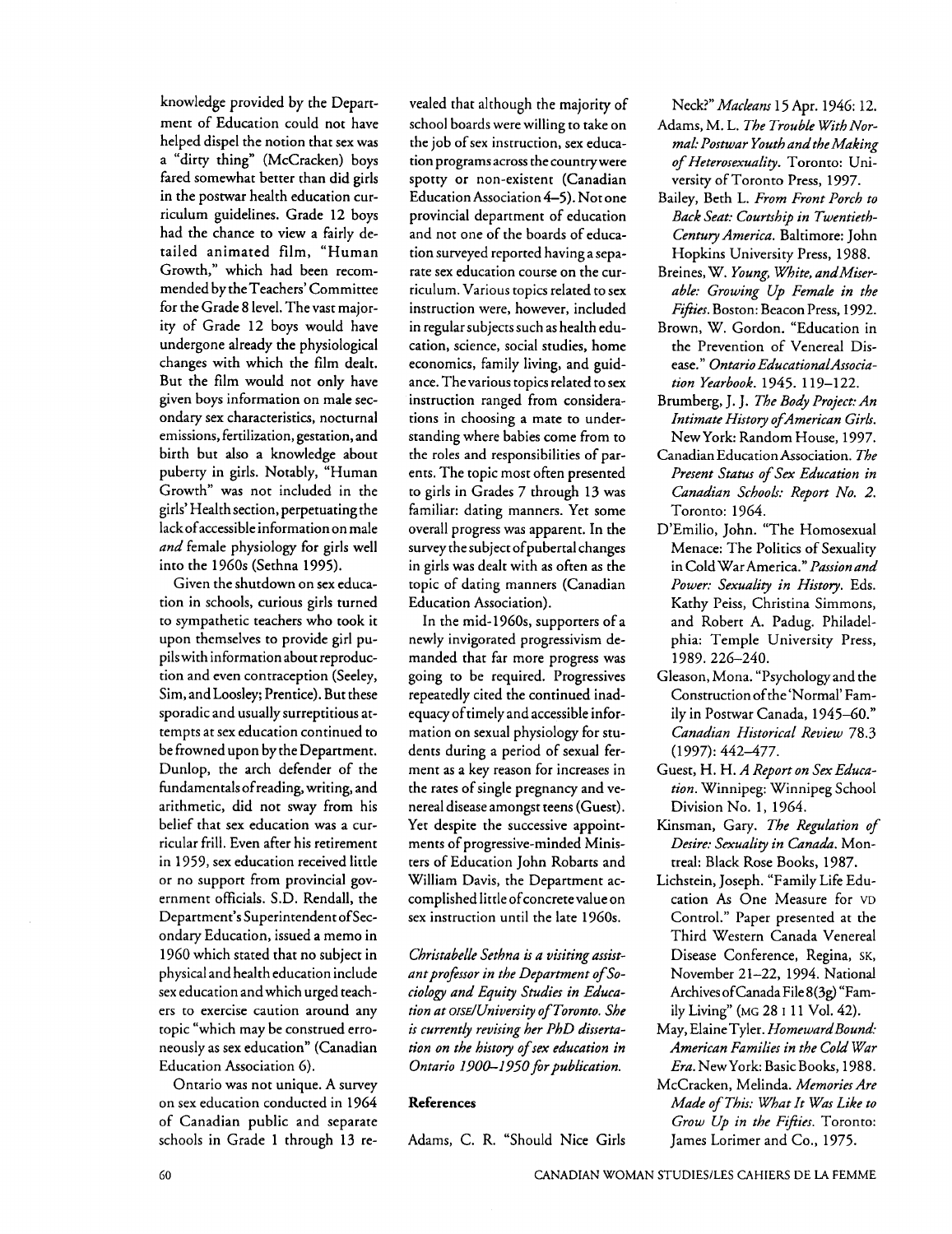knowledge provided by the Department of Education could not have helped dispel the notion that sex was a "dirty thing" (McCracken) boys fared somewhat better than did girls in the postwar health education curriculum guidelines. Grade 12 boys had the chance to view a fairly detailed animated film, "Human Growth," which had been recommended by the Teachers' Committee for the Grade 8 level. The vast majority of Grade 12 boys would have undergone already the physiological changes with which the film dealt. But the film would not only have given boys information on male secondary sex characteristics, nocturnal emissions, fertilization, gestation, and birth but also a knowledge about puberty in girls. Notably, "Human Growth" was not included in the girls' Health section, perpetuating the lack of accessible information on male *and* female physiology for girls well into the 1960s (Sethna 1995).

Given the shutdown on sex education in schools, curious girls turned to sympathetic teachers who took it upon themselves to provide girl pupils with information about reproduction and even contraception (Seeley, Sim, and Loosley; Prentice). But these sporadic and usually surreptitious attempts at sex education continued to be frowned upon by the Department. Dunlop, the arch defender of the fundamentals of reading, writing, and arithmetic, did not sway from his belief that sex education was a curricular frill. Even after his retirement in 1959, sex education received little or no support from provincial government officials. S.D. Rendall, the Department's Superintendent of Secondary Education, issued a memo in 1960 which stated that no subject in physical and health education include sex education and which urged teachers to exercise caution around any topic "which may be construed erroneously as sex education" (Canadian Education Association 6).

Ontario was not unique. A survey on sex education conducted in 1964 of Canadian public and separate schools in Grade 1 through 13 revealed that although the majority of school boards were willing to take on the job of sex instruction, sex education programs across the country were spotty or non-existent (Canadian Education Association 4–5). Not one provincial department of education and not one of the boards of education surveyed reported having a separate sex education course on the curriculum. Various topics related to sex instruction were, however, included in regular subjects such as health education, science, social studies, home economics, family living, and guidance. The various topics related to sex instruction ranged from considerations in choosing a mate to understanding where babies come from to the roles and responsibilities of parents. The topic most often presented to girls in Grades 7 through 13 was familiar: dating manners. Yet some overall progress was apparent. In the survey the subject of pubertal changes in girls was dealt with as often as the topic of dating manners (Canadian Education Association).

In the mid-1960s, supporters of a newly invigorated progressivism demanded that far more progress was going to be required. Progressives repeatedly cited the continued inadequacy of timely and accessible information on sexual physiology for students during a period of sexual ferment as a key reason for increases in the rates of single pregnancy and venereal disease amongst teens (Guest). Yet despite the successive appointments of progressive-minded Ministers of Education John Robarts and William Davis, the Department accomplished little of concrete value on sex instruction until the late 1960s.

*Christabelle Sethna is a visiting assistant professor in the Department of Sociology and Equity Studies in Education at OISE/University of Toronto. She is currently revising her PhD dissertation on the history of sex education in Ontario 1900–1950 for publication.*

## References

Adams, C. R. "Should Nice Girls Neck?" *Macleans* 15 Apr. 1946: 12.

Adams, M. L. *The Trouble With Normal: Postwar Youth and the Making of Heterosexuality.* Toronto: University of Toronto Press, 1997.

Bailey, Beth L. *From Front Porch to Back Seat: Courtship in Twentieth-Century America.* Baltimore: John Hopkins University Press, 1988.

Breines, W. *Young, White, and Miserable: Growing Up Female in the Fifties.* Boston: Beacon Press, 1992.

Brown, W. Gordon. "Education in the Prevention of Venereal Disease." *Ontario Educational Association Yearbook.* 1945. 119–122.

Brumberg, J. J. *The Body Project: An Intimate History of American Girls.* New York: Random House, 1997.

Canadian Education Association. *The Present Status of Sex Education in Canadian Schools: Report No. 2.* Toronto: 1964.

D'Emilio, John. "The Homosexual Menace: The Politics of Sexuality in Cold War America." *Passion and Power: Sexuality in History.* Eds. Kathy Peiss, Christina Simmons, and Robert A. Padug. Philadelphia: Temple University Press, 1989. 226–240.

Gleason, Mona. "Psychology and the Construction of the 'Normal' Family in Postwar Canada, 1945–60." *Canadian Historical Review* 78.3 (1997): 442–477.

Guest, H. H. *A Report on Sex Education.* Winnipeg: Winnipeg School Division No. 1, 1964.

Kinsman, Gary. *The Regulation of Desire: Sexuality in Canada.* Montreal: Black Rose Books, 1987.

Lichstein, Joseph. "Family Life Education As One Measure for VD Control." Paper presented at the Third Western Canada Venereal Disease Conference, Regina, SK, November 21–22, 1994. National Archives of Canada File 8(3g) "Family Living" (MG 28 I 11 Vol. 42).

May, Elaine Tyler. *Homeward Bound: American Families in the Cold War Era.* New York: Basic Books, 1988.

McCracken, Melinda. *Memories Are Made of This: What It Was Like to Grow Up in the Fifties.* Toronto: James Lorimer and Co., 1975.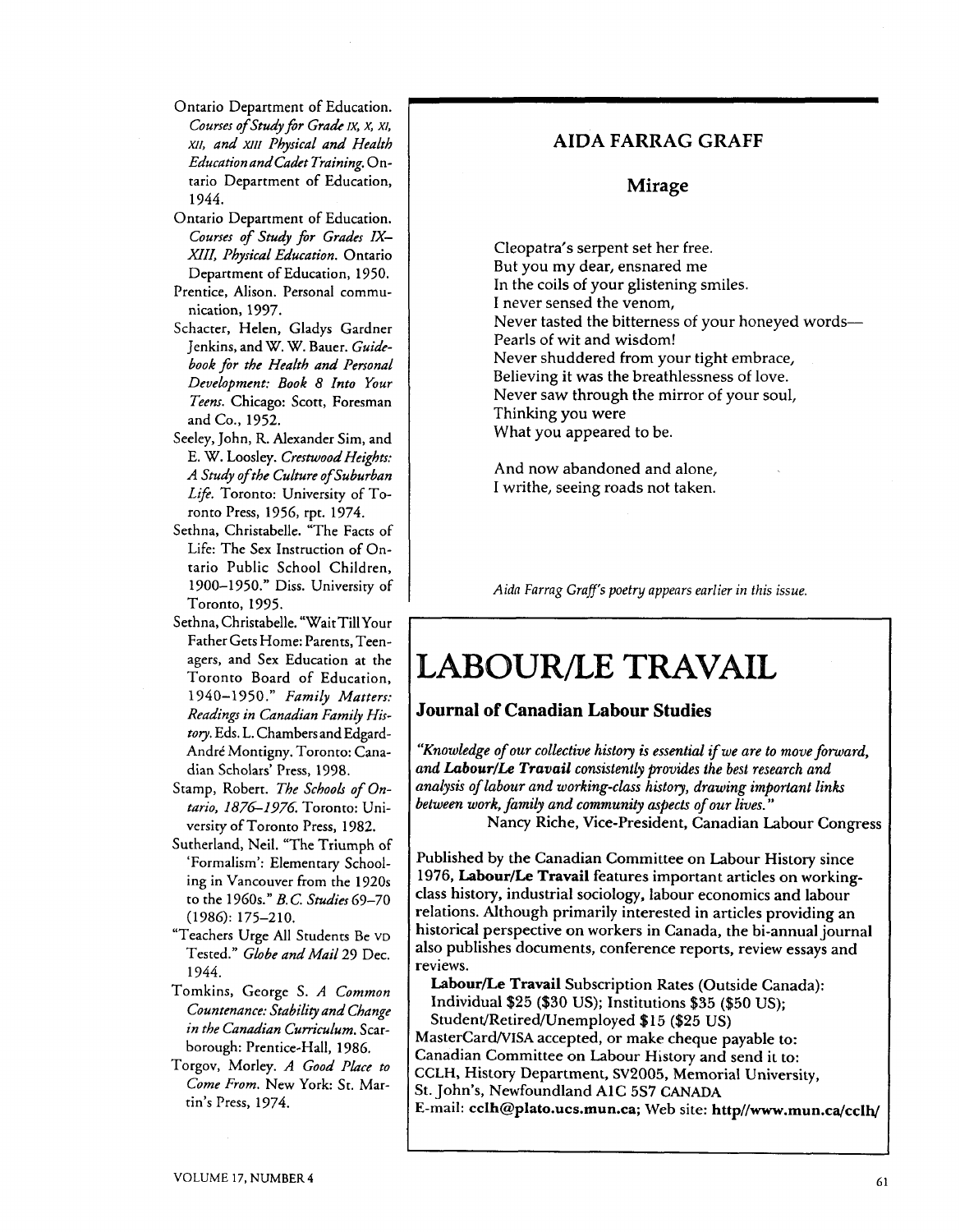Ontario Department of Education. *Courses of Study for Grade IX, X, XI, XII, and XIII Physical and Health Education and Cadet Training.* Ontario Department of Education, 1944.

Ontario Department of Education. *Courses of Study for Grades IX–XIII, Physical Education.* Ontario Department of Education, 1950.

Prentice, Alison. Personal communication, 1997.

Schacter, Helen, Gladys Gardner Jenkins, and W. W. Bauer. *Guidebook for the Health and Personal Development: Book 8 Into Your Teens.* Chicago: Scott, Foresman and Co., 1952.

Seeley, John, R. Alexander Sim, and E. W. Loosley. *Crestwood Heights: A Study of the Culture of Suburban Life.* Toronto: University of Toronto Press, 1956, rpt. 1974.

Sethna, Christabelle. "The Facts of Life: The Sex Instruction of Ontario Public School Children, 1900–1950." Diss. University of Toronto, 1995.

Sethna, Christabelle. "Wait Till Your Father Gets Home: Parents, Teenagers, and Sex Education at the Toronto Board of Education, 1940–1950." *Family Matters: Readings in Canadian Family History.* Eds. L. Chambers and Edgard-André Montigny. Toronto: Canadian Scholars' Press, 1998.

Stamp, Robert. *The Schools of Ontario, 1876–1976.* Toronto: University of Toronto Press, 1982.

Sutherland, Neil. "The Triumph of 'Formalism': Elementary Schooling in Vancouver from the 1920s to the 1960s." *B.C. Studies* 69–70 (1986): 175–210.

"Teachers Urge All Students Be VD Tested." *Globe and Mail* 29 Dec. 1944.

Tomkins, George S. *A Common Countenance: Stability and Change in the Canadian Curriculum.* Scarborough: Prentice-Hall, 1986.

Torgov, Morley. *A Good Place to Come From.* New York: St. Martin's Press, 1974.

## AIDA FARRAG GRAFF

### Mirage

Cleopatra's serpent set her free.
But you my dear, ensnared me
In the coils of your glistening smiles.
I never sensed the venom,
Never tasted the bitterness of your honeyed words—
Pearls of wit and wisdom!
Never shuddered from your tight embrace,
Believing it was the breathlessness of love.
Never saw through the mirror of your soul,
Thinking you were
What you appeared to be.

And now abandoned and alone,
I writhe, seeing roads not taken.

*Aida Farrag Graff's poetry appears earlier in this issue.*

# LABOUR/LE TRAVAIL

## Journal of Canadian Labour Studies

*"Knowledge of our collective history is essential if we are to move forward, and **Labour/Le Travail** consistently provides the best research and analysis of labour and working-class history, drawing important links between work, family and community aspects of our lives."*
Nancy Riche, Vice-President, Canadian Labour Congress

Published by the Canadian Committee on Labour History since 1976, **Labour/Le Travail** features important articles on working-class history, industrial sociology, labour economics and labour relations. Although primarily interested in articles providing an historical perspective on workers in Canada, the bi-annual journal also publishes documents, conference reports, review essays and reviews.

**Labour/Le Travail** Subscription Rates (Outside Canada):
Individual $25 ($30 US); Institutions $35 ($50 US);
Student/Retired/Unemployed $15 ($25 US)
MasterCard/VISA accepted, or make cheque payable to:
Canadian Committee on Labour History and send it to:
CCLH, History Department, SV2005, Memorial University,
St. John's, Newfoundland A1C 5S7 CANADA
E-mail: **cclh@plato.ucs.mun.ca**; Web site: **http//www.mun.ca/cclh/**